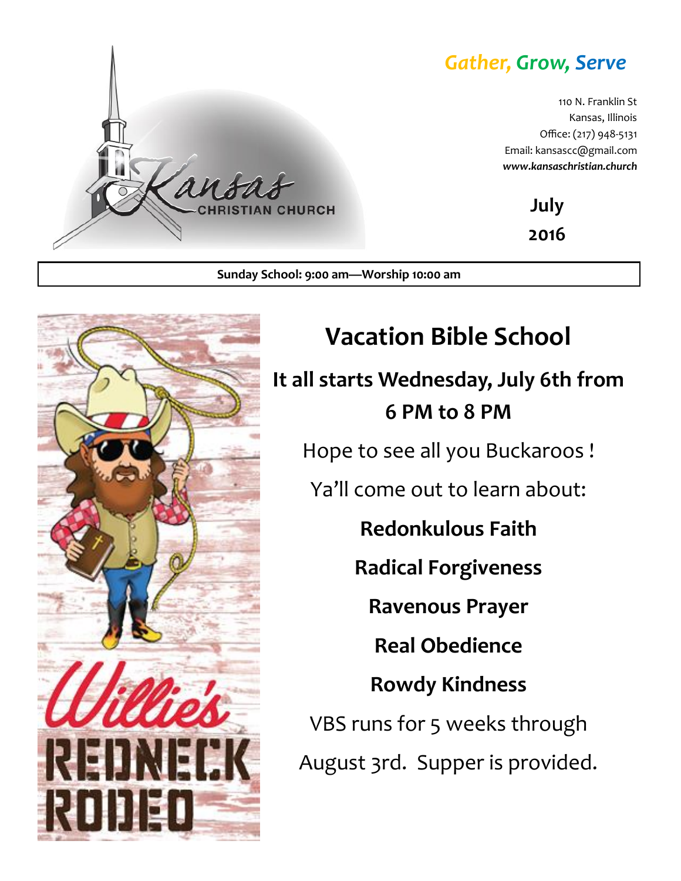# Kansas Christian Church

*Gather, Grow, Serve*

110 N. Franklin St
Kansas, Illinois
Office: (217) 948-5131
Email: kansascc@gmail.com
***www.kansaschristian.church***

**July**
**2016**

**Sunday School: 9:00 am—Worship 10:00 am**

# Vacation Bible School

## It all starts Wednesday, July 6th from 6 PM to 8 PM

Hope to see all you Buckaroos !

Ya'll come out to learn about:

**Redonkulous Faith**

**Radical Forgiveness**

**Ravenous Prayer**

**Real Obedience**

**Rowdy Kindness**

VBS runs for 5 weeks through August 3rd. Supper is provided.

Willie's REDNECK RODEO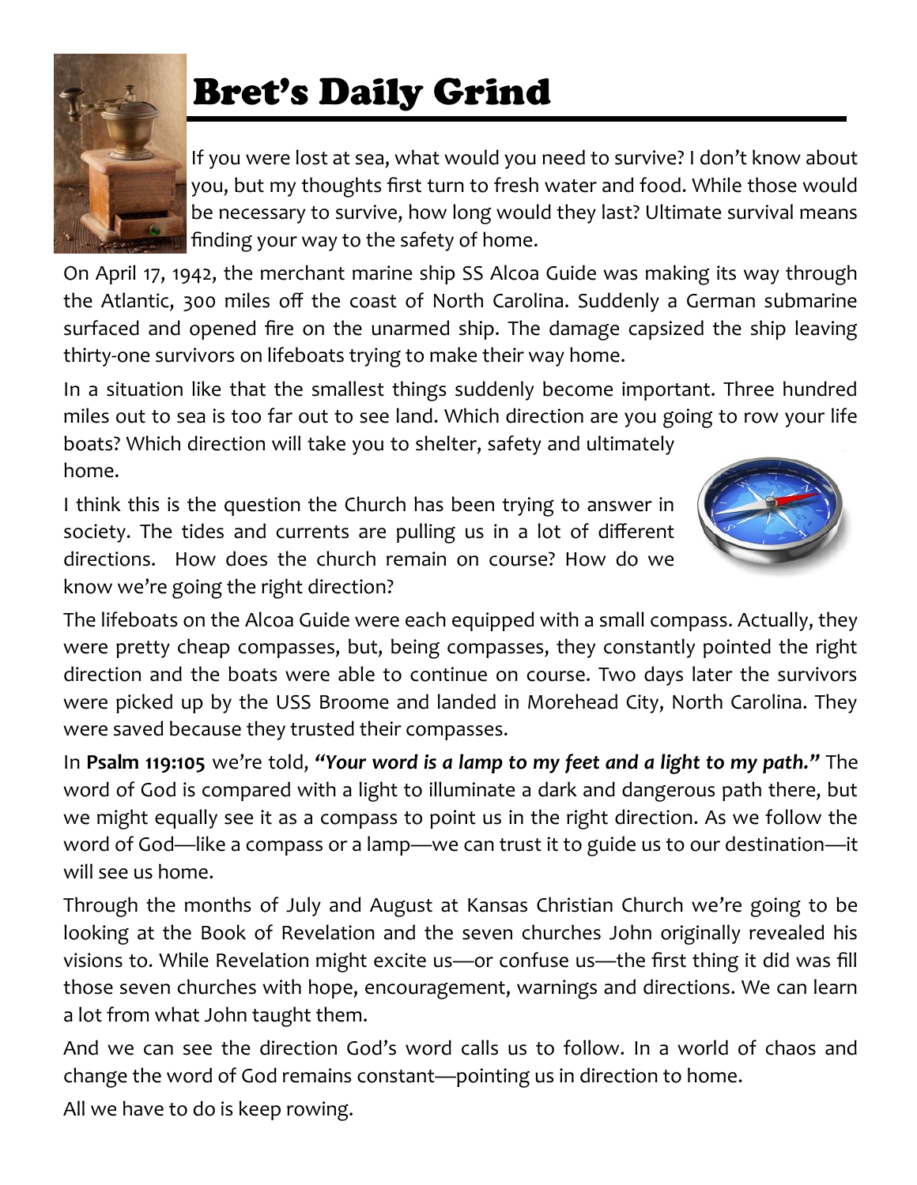# Bret's Daily Grind

If you were lost at sea, what would you need to survive? I don't know about you, but my thoughts first turn to fresh water and food. While those would be necessary to survive, how long would they last? Ultimate survival means finding your way to the safety of home.

On April 17, 1942, the merchant marine ship SS Alcoa Guide was making its way through the Atlantic, 300 miles off the coast of North Carolina. Suddenly a German submarine surfaced and opened fire on the unarmed ship. The damage capsized the ship leaving thirty-one survivors on lifeboats trying to make their way home.

In a situation like that the smallest things suddenly become important. Three hundred miles out to sea is too far out to see land. Which direction are you going to row your life boats? Which direction will take you to shelter, safety and ultimately home.

I think this is the question the Church has been trying to answer in society. The tides and currents are pulling us in a lot of different directions. How does the church remain on course? How do we know we're going the right direction?

The lifeboats on the Alcoa Guide were each equipped with a small compass. Actually, they were pretty cheap compasses, but, being compasses, they constantly pointed the right direction and the boats were able to continue on course. Two days later the survivors were picked up by the USS Broome and landed in Morehead City, North Carolina. They were saved because they trusted their compasses.

In **Psalm 119:105** we're told, ***"Your word is a lamp to my feet and a light to my path."*** The word of God is compared with a light to illuminate a dark and dangerous path there, but we might equally see it as a compass to point us in the right direction. As we follow the word of God—like a compass or a lamp—we can trust it to guide us to our destination—it will see us home.

Through the months of July and August at Kansas Christian Church we're going to be looking at the Book of Revelation and the seven churches John originally revealed his visions to. While Revelation might excite us—or confuse us—the first thing it did was fill those seven churches with hope, encouragement, warnings and directions. We can learn a lot from what John taught them.

And we can see the direction God's word calls us to follow. In a world of chaos and change the word of God remains constant—pointing us in direction to home.

All we have to do is keep rowing.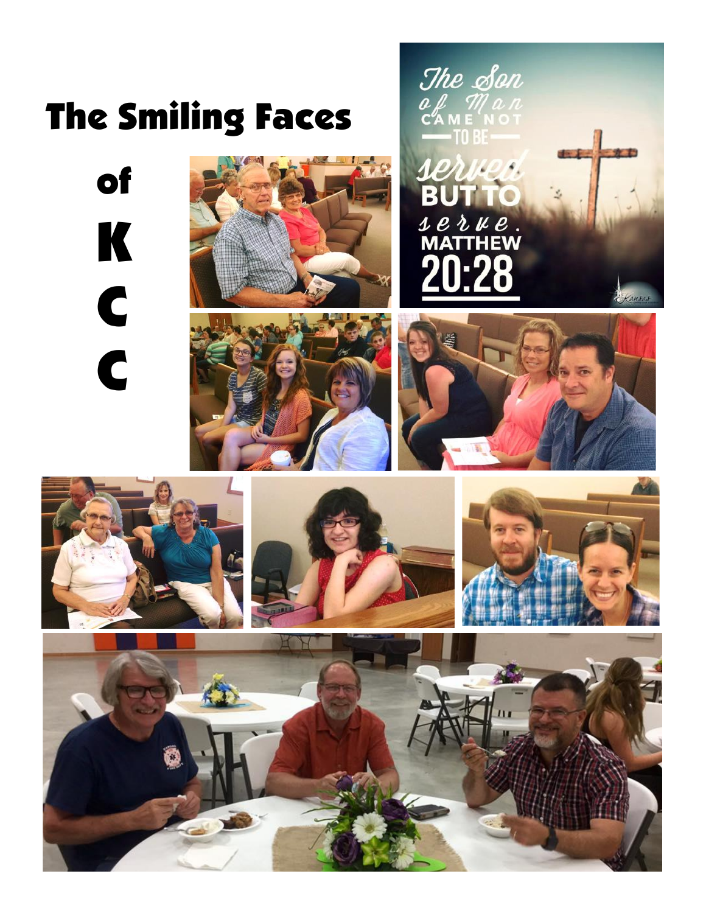# The Smiling Faces of K C C

The Son of Man came not to be served but to serve. MATTHEW 20:28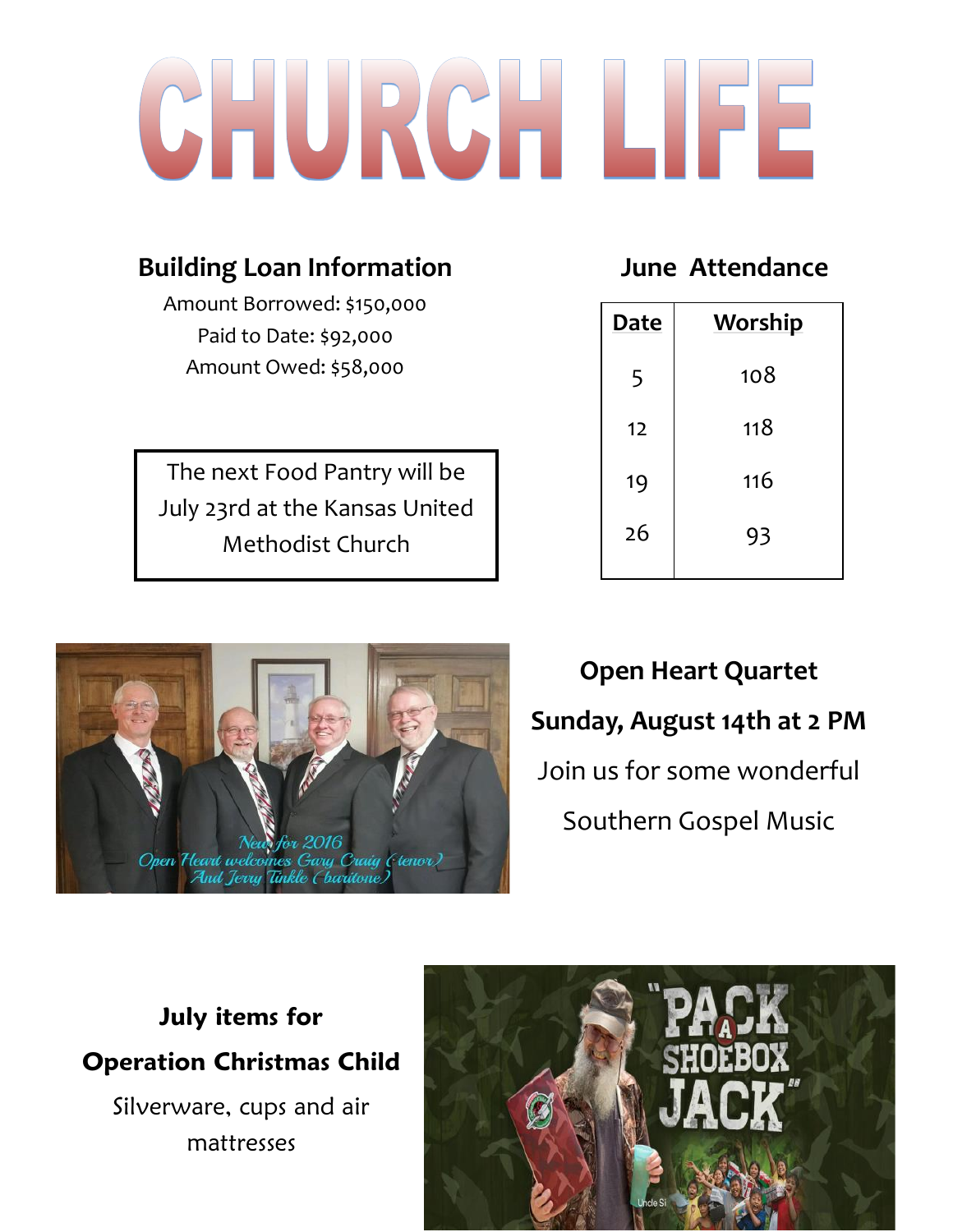# CHURCH LIFE

## Building Loan Information

Amount Borrowed: $150,000

Paid to Date: $92,000

Amount Owed: $58,000

The next Food Pantry will be July 23rd at the Kansas United Methodist Church

## June Attendance

| Date | Worship |
|---|---|
| 5 | 108 |
| 12 | 118 |
| 19 | 116 |
| 26 | 93 |

**Open Heart Quartet**

**Sunday, August 14th at 2 PM**

Join us for some wonderful Southern Gospel Music

**July items for Operation Christmas Child**

Silverware, cups and air mattresses